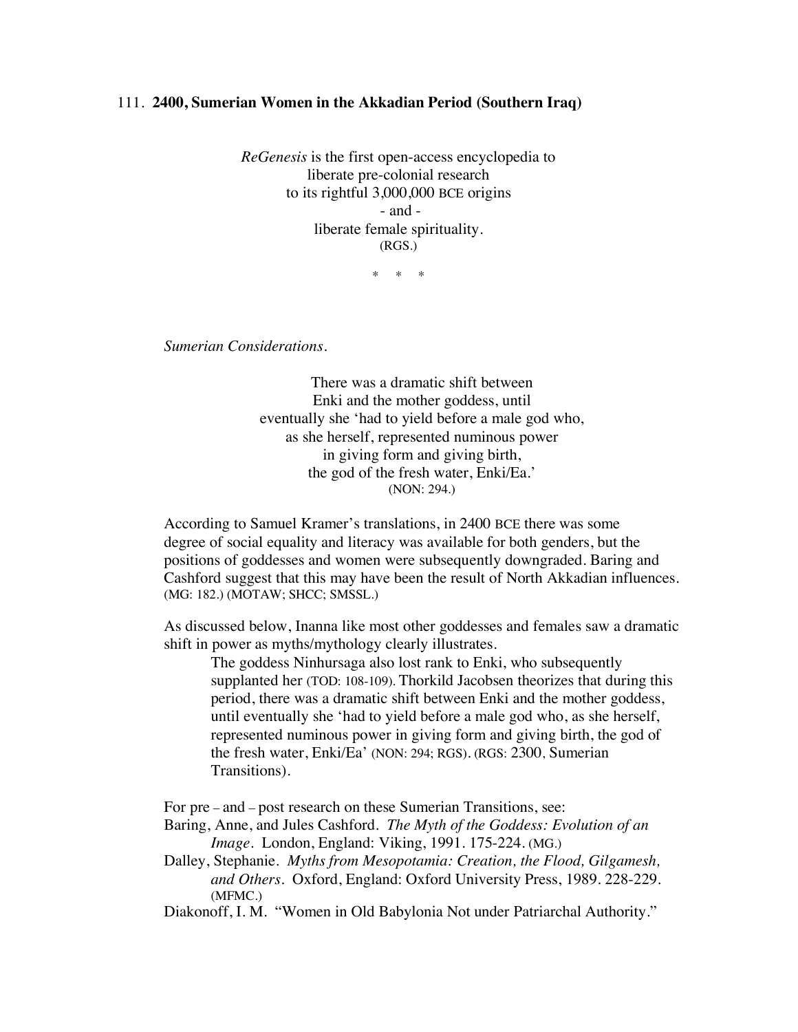111. **2400, Sumerian Women in the Akkadian Period (Southern Iraq)**

*ReGenesis* is the first open-access encyclopedia to
liberate pre-colonial research
to its rightful 3,000,000 BCE origins
\- and -
liberate female spirituality.
(RGS.)

\* \* \*

*Sumerian Considerations*.

> There was a dramatic shift between
> Enki and the mother goddess, until
> eventually she 'had to yield before a male god who,
> as she herself, represented numinous power
> in giving form and giving birth,
> the god of the fresh water, Enki/Ea.'
> (NON: 294.)

According to Samuel Kramer's translations, in 2400 BCE there was some degree of social equality and literacy was available for both genders, but the positions of goddesses and women were subsequently downgraded. Baring and Cashford suggest that this may have been the result of North Akkadian influences. (MG: 182.) (MOTAW; SHCC; SMSSL.)

As discussed below, Inanna like most other goddesses and females saw a dramatic shift in power as myths/mythology clearly illustrates.

> The goddess Ninhursaga also lost rank to Enki, who subsequently supplanted her (TOD: 108-109). Thorkild Jacobsen theorizes that during this period, there was a dramatic shift between Enki and the mother goddess, until eventually she 'had to yield before a male god who, as she herself, represented numinous power in giving form and giving birth, the god of the fresh water, Enki/Ea' (NON: 294; RGS). (RGS: 2300, Sumerian Transitions).

For pre – and – post research on these Sumerian Transitions, see:

Baring, Anne, and Jules Cashford. *The Myth of the Goddess: Evolution of an Image*. London, England: Viking, 1991. 175-224. (MG.)

Dalley, Stephanie. *Myths from Mesopotamia: Creation, the Flood, Gilgamesh, and Others*. Oxford, England: Oxford University Press, 1989. 228-229. (MFMC.)

Diakonoff, I. M. "Women in Old Babylonia Not under Patriarchal Authority."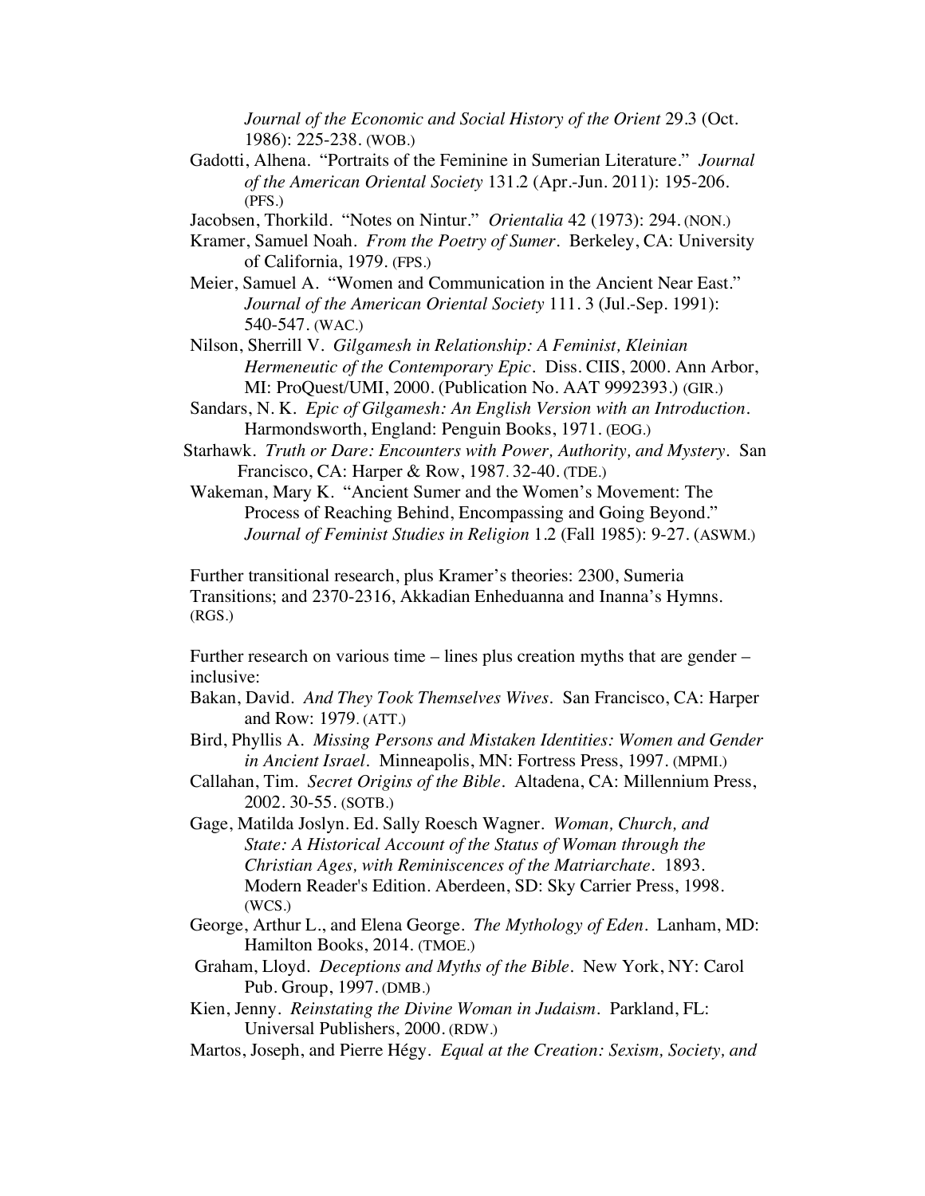*Journal of the Economic and Social History of the Orient* 29.3 (Oct. 1986): 225-238. (WOB.)

Gadotti, Alhena. "Portraits of the Feminine in Sumerian Literature." *Journal of the American Oriental Society* 131.2 (Apr.-Jun. 2011): 195-206. (PFS.)

Jacobsen, Thorkild. "Notes on Nintur." *Orientalia* 42 (1973): 294. (NON.)

Kramer, Samuel Noah. *From the Poetry of Sumer*. Berkeley, CA: University of California, 1979. (FPS.)

Meier, Samuel A. "Women and Communication in the Ancient Near East." *Journal of the American Oriental Society* 111. 3 (Jul.-Sep. 1991): 540-547. (WAC.)

Nilson, Sherrill V. *Gilgamesh in Relationship: A Feminist, Kleinian Hermeneutic of the Contemporary Epic*. Diss. CIIS, 2000. Ann Arbor, MI: ProQuest/UMI, 2000. (Publication No. AAT 9992393.) (GIR.)

Sandars, N. K. *Epic of Gilgamesh: An English Version with an Introduction*. Harmondsworth, England: Penguin Books, 1971. (EOG.)

Starhawk. *Truth or Dare: Encounters with Power, Authority, and Mystery*. San Francisco, CA: Harper & Row, 1987. 32-40. (TDE.)

Wakeman, Mary K. "Ancient Sumer and the Women's Movement: The Process of Reaching Behind, Encompassing and Going Beyond." *Journal of Feminist Studies in Religion* 1.2 (Fall 1985): 9-27. (ASWM.)

Further transitional research, plus Kramer's theories: 2300, Sumeria Transitions; and 2370-2316, Akkadian Enheduanna and Inanna's Hymns. (RGS.)

Further research on various time – lines plus creation myths that are gender – inclusive:

Bakan, David. *And They Took Themselves Wives*. San Francisco, CA: Harper and Row: 1979. (ATT.)

Bird, Phyllis A. *Missing Persons and Mistaken Identities: Women and Gender in Ancient Israel*. Minneapolis, MN: Fortress Press, 1997. (MPMI.)

Callahan, Tim. *Secret Origins of the Bible*. Altadena, CA: Millennium Press, 2002. 30-55. (SOTB.)

Gage, Matilda Joslyn. Ed. Sally Roesch Wagner. *Woman, Church, and State: A Historical Account of the Status of Woman through the Christian Ages, with Reminiscences of the Matriarchate*. 1893. Modern Reader's Edition. Aberdeen, SD: Sky Carrier Press, 1998. (WCS.)

George, Arthur L., and Elena George. *The Mythology of Eden*. Lanham, MD: Hamilton Books, 2014. (TMOE.)

Graham, Lloyd. *Deceptions and Myths of the Bible*. New York, NY: Carol Pub. Group, 1997. (DMB.)

Kien, Jenny. *Reinstating the Divine Woman in Judaism*. Parkland, FL: Universal Publishers, 2000. (RDW.)

Martos, Joseph, and Pierre Hégy. *Equal at the Creation: Sexism, Society, and*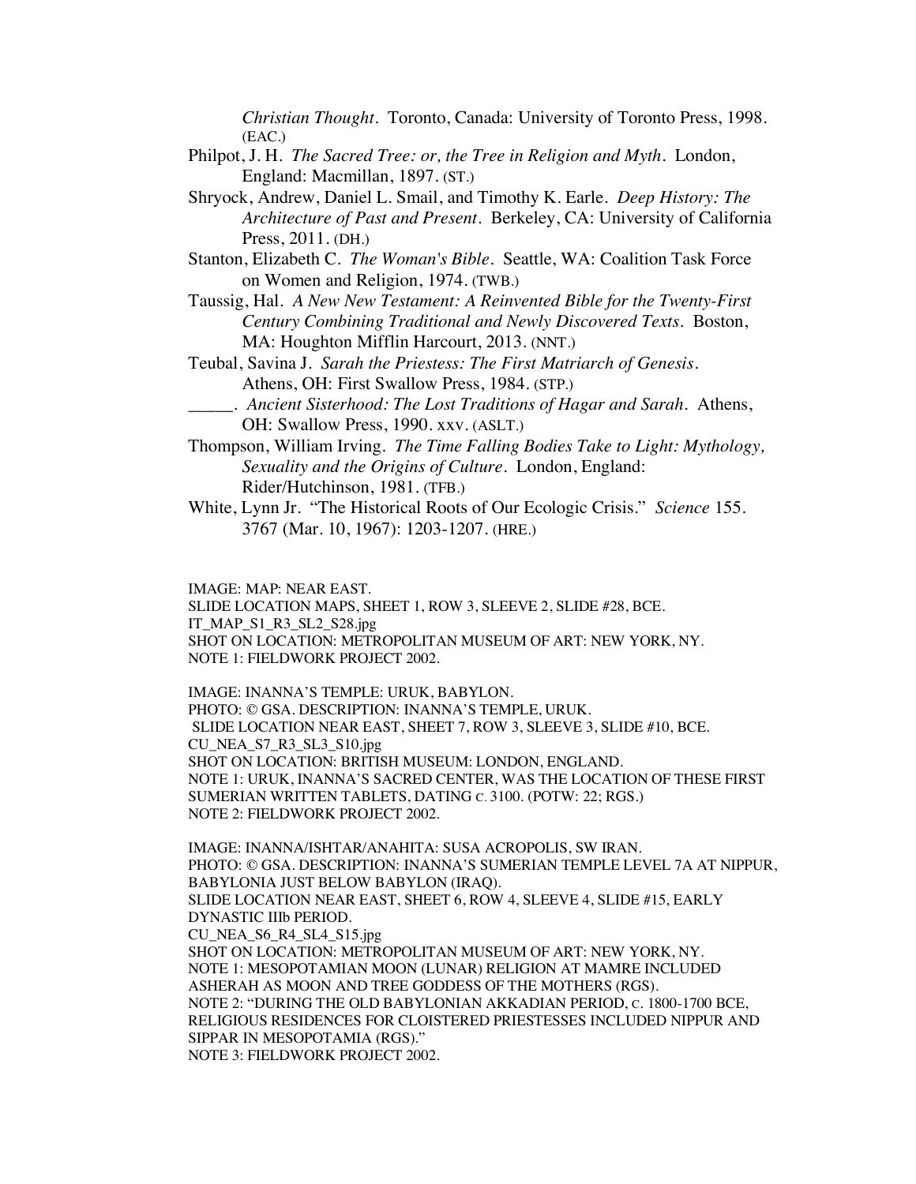*Christian Thought*. Toronto, Canada: University of Toronto Press, 1998. (EAC.)

Philpot, J. H. *The Sacred Tree: or, the Tree in Religion and Myth*. London, England: Macmillan, 1897. (ST.)

Shryock, Andrew, Daniel L. Smail, and Timothy K. Earle. *Deep History: The Architecture of Past and Present*. Berkeley, CA: University of California Press, 2011. (DH.)

Stanton, Elizabeth C. *The Woman's Bible*. Seattle, WA: Coalition Task Force on Women and Religion, 1974. (TWB.)

Taussig, Hal. *A New New Testament: A Reinvented Bible for the Twenty-First Century Combining Traditional and Newly Discovered Texts*. Boston, MA: Houghton Mifflin Harcourt, 2013. (NNT.)

Teubal, Savina J. *Sarah the Priestess: The First Matriarch of Genesis*. Athens, OH: First Swallow Press, 1984. (STP.)

_____. *Ancient Sisterhood: The Lost Traditions of Hagar and Sarah*. Athens, OH: Swallow Press, 1990. xxv. (ASLT.)

Thompson, William Irving. *The Time Falling Bodies Take to Light: Mythology, Sexuality and the Origins of Culture*. London, England: Rider/Hutchinson, 1981. (TFB.)

White, Lynn Jr. "The Historical Roots of Our Ecologic Crisis." *Science* 155. 3767 (Mar. 10, 1967): 1203-1207. (HRE.)

IMAGE: MAP: NEAR EAST.
SLIDE LOCATION MAPS, SHEET 1, ROW 3, SLEEVE 2, SLIDE #28, BCE.
IT_MAP_S1_R3_SL2_S28.jpg
SHOT ON LOCATION: METROPOLITAN MUSEUM OF ART: NEW YORK, NY.
NOTE 1: FIELDWORK PROJECT 2002.

IMAGE: INANNA'S TEMPLE: URUK, BABYLON.
PHOTO: © GSA. DESCRIPTION: INANNA'S TEMPLE, URUK.
SLIDE LOCATION NEAR EAST, SHEET 7, ROW 3, SLEEVE 3, SLIDE #10, BCE.
CU_NEA_S7_R3_SL3_S10.jpg
SHOT ON LOCATION: BRITISH MUSEUM: LONDON, ENGLAND.
NOTE 1: URUK, INANNA'S SACRED CENTER, WAS THE LOCATION OF THESE FIRST SUMERIAN WRITTEN TABLETS, DATING C. 3100. (POTW: 22; RGS.)
NOTE 2: FIELDWORK PROJECT 2002.

IMAGE: INANNA/ISHTAR/ANAHITA: SUSA ACROPOLIS, SW IRAN.
PHOTO: © GSA. DESCRIPTION: INANNA'S SUMERIAN TEMPLE LEVEL 7A AT NIPPUR, BABYLONIA JUST BELOW BABYLON (IRAQ).
SLIDE LOCATION NEAR EAST, SHEET 6, ROW 4, SLEEVE 4, SLIDE #15, EARLY DYNASTIC IIIb PERIOD.
CU_NEA_S6_R4_SL4_S15.jpg
SHOT ON LOCATION: METROPOLITAN MUSEUM OF ART: NEW YORK, NY.
NOTE 1: MESOPOTAMIAN MOON (LUNAR) RELIGION AT MAMRE INCLUDED ASHERAH AS MOON AND TREE GODDESS OF THE MOTHERS (RGS).
NOTE 2: "DURING THE OLD BABYLONIAN AKKADIAN PERIOD, C. 1800-1700 BCE, RELIGIOUS RESIDENCES FOR CLOISTERED PRIESTESSES INCLUDED NIPPUR AND SIPPAR IN MESOPOTAMIA (RGS)."
NOTE 3: FIELDWORK PROJECT 2002.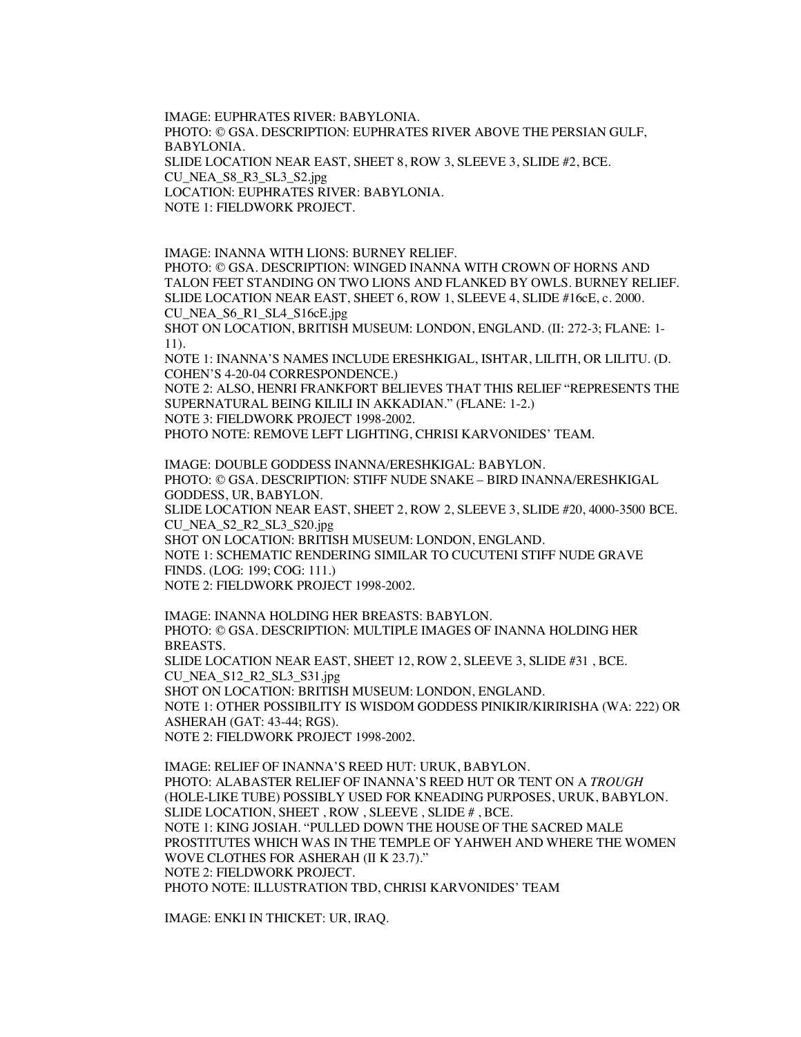IMAGE: EUPHRATES RIVER: BABYLONIA.
PHOTO: © GSA. DESCRIPTION: EUPHRATES RIVER ABOVE THE PERSIAN GULF, BABYLONIA.
SLIDE LOCATION NEAR EAST, SHEET 8, ROW 3, SLEEVE 3, SLIDE #2, BCE.
CU_NEA_S8_R3_SL3_S2.jpg
LOCATION: EUPHRATES RIVER: BABYLONIA.
NOTE 1: FIELDWORK PROJECT.

IMAGE: INANNA WITH LIONS: BURNEY RELIEF.
PHOTO: © GSA. DESCRIPTION: WINGED INANNA WITH CROWN OF HORNS AND TALON FEET STANDING ON TWO LIONS AND FLANKED BY OWLS. BURNEY RELIEF.
SLIDE LOCATION NEAR EAST, SHEET 6, ROW 1, SLEEVE 4, SLIDE #16cE, c. 2000.
CU_NEA_S6_R1_SL4_S16cE.jpg
SHOT ON LOCATION, BRITISH MUSEUM: LONDON, ENGLAND. (II: 272-3; FLANE: 1-11).
NOTE 1: INANNA'S NAMES INCLUDE ERESHKIGAL, ISHTAR, LILITH, OR LILITU. (D. COHEN'S 4-20-04 CORRESPONDENCE.)
NOTE 2: ALSO, HENRI FRANKFORT BELIEVES THAT THIS RELIEF "REPRESENTS THE SUPERNATURAL BEING KILILI IN AKKADIAN." (FLANE: 1-2.)
NOTE 3: FIELDWORK PROJECT 1998-2002.
PHOTO NOTE: REMOVE LEFT LIGHTING, CHRISI KARVONIDES' TEAM.

IMAGE: DOUBLE GODDESS INANNA/ERESHKIGAL: BABYLON.
PHOTO: © GSA. DESCRIPTION: STIFF NUDE SNAKE – BIRD INANNA/ERESHKIGAL GODDESS, UR, BABYLON.
SLIDE LOCATION NEAR EAST, SHEET 2, ROW 2, SLEEVE 3, SLIDE #20, 4000-3500 BCE.
CU_NEA_S2_R2_SL3_S20.jpg
SHOT ON LOCATION: BRITISH MUSEUM: LONDON, ENGLAND.
NOTE 1: SCHEMATIC RENDERING SIMILAR TO CUCUTENI STIFF NUDE GRAVE FINDS. (LOG: 199; COG: 111.)
NOTE 2: FIELDWORK PROJECT 1998-2002.

IMAGE: INANNA HOLDING HER BREASTS: BABYLON.
PHOTO: © GSA. DESCRIPTION: MULTIPLE IMAGES OF INANNA HOLDING HER BREASTS.
SLIDE LOCATION NEAR EAST, SHEET 12, ROW 2, SLEEVE 3, SLIDE #31 , BCE.
CU_NEA_S12_R2_SL3_S31.jpg
SHOT ON LOCATION: BRITISH MUSEUM: LONDON, ENGLAND.
NOTE 1: OTHER POSSIBILITY IS WISDOM GODDESS PINIKIR/KIRIRISHA (WA: 222) OR ASHERAH (GAT: 43-44; RGS).
NOTE 2: FIELDWORK PROJECT 1998-2002.

IMAGE: RELIEF OF INANNA'S REED HUT: URUK, BABYLON.
PHOTO: ALABASTER RELIEF OF INANNA'S REED HUT OR TENT ON A *TROUGH* (HOLE-LIKE TUBE) POSSIBLY USED FOR KNEADING PURPOSES, URUK, BABYLON.
SLIDE LOCATION, SHEET , ROW , SLEEVE , SLIDE # , BCE.
NOTE 1: KING JOSIAH. "PULLED DOWN THE HOUSE OF THE SACRED MALE PROSTITUTES WHICH WAS IN THE TEMPLE OF YAHWEH AND WHERE THE WOMEN WOVE CLOTHES FOR ASHERAH (II K 23.7)."
NOTE 2: FIELDWORK PROJECT.
PHOTO NOTE: ILLUSTRATION TBD, CHRISI KARVONIDES' TEAM

IMAGE: ENKI IN THICKET: UR, IRAQ.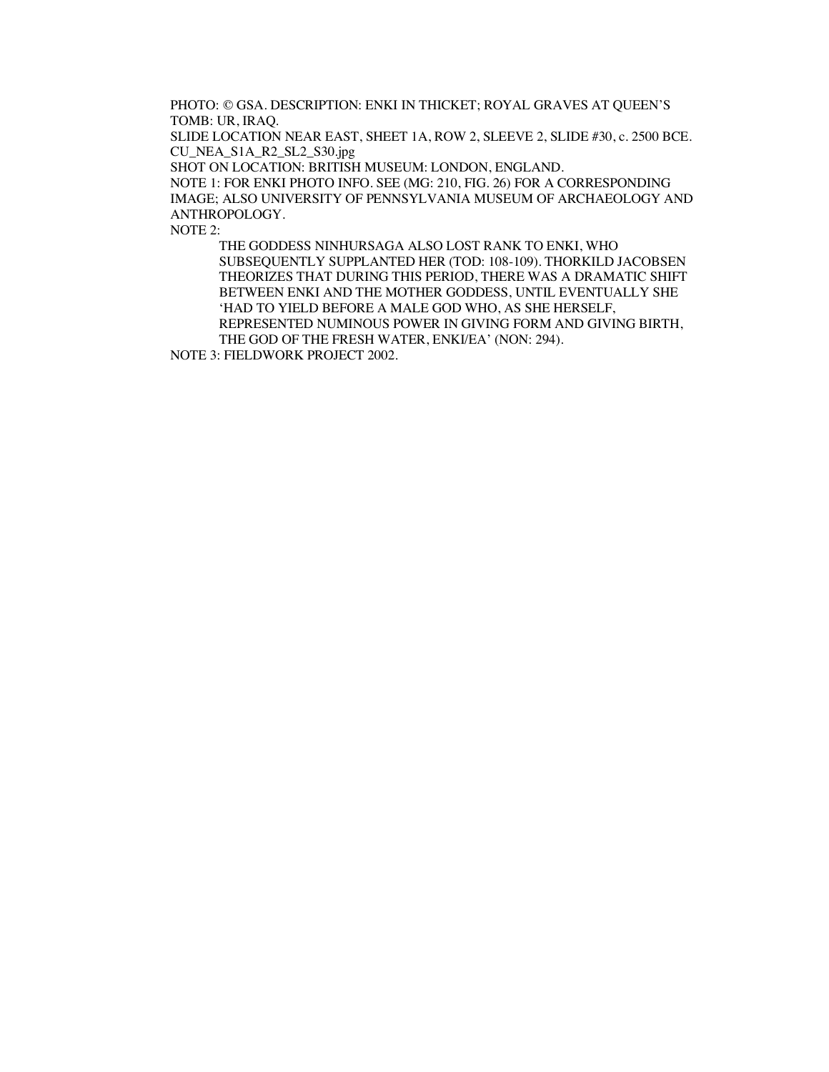PHOTO: © GSA. DESCRIPTION: ENKI IN THICKET; ROYAL GRAVES AT QUEEN'S TOMB: UR, IRAQ.
SLIDE LOCATION NEAR EAST, SHEET 1A, ROW 2, SLEEVE 2, SLIDE #30, c. 2500 BCE.
CU_NEA_S1A_R2_SL2_S30.jpg
SHOT ON LOCATION: BRITISH MUSEUM: LONDON, ENGLAND.
NOTE 1: FOR ENKI PHOTO INFO. SEE (MG: 210, FIG. 26) FOR A CORRESPONDING IMAGE; ALSO UNIVERSITY OF PENNSYLVANIA MUSEUM OF ARCHAEOLOGY AND ANTHROPOLOGY.
NOTE 2:

> THE GODDESS NINHURSAGA ALSO LOST RANK TO ENKI, WHO SUBSEQUENTLY SUPPLANTED HER (TOD: 108-109). THORKILD JACOBSEN THEORIZES THAT DURING THIS PERIOD, THERE WAS A DRAMATIC SHIFT BETWEEN ENKI AND THE MOTHER GODDESS, UNTIL EVENTUALLY SHE 'HAD TO YIELD BEFORE A MALE GOD WHO, AS SHE HERSELF, REPRESENTED NUMINOUS POWER IN GIVING FORM AND GIVING BIRTH, THE GOD OF THE FRESH WATER, ENKI/EA' (NON: 294).

NOTE 3: FIELDWORK PROJECT 2002.